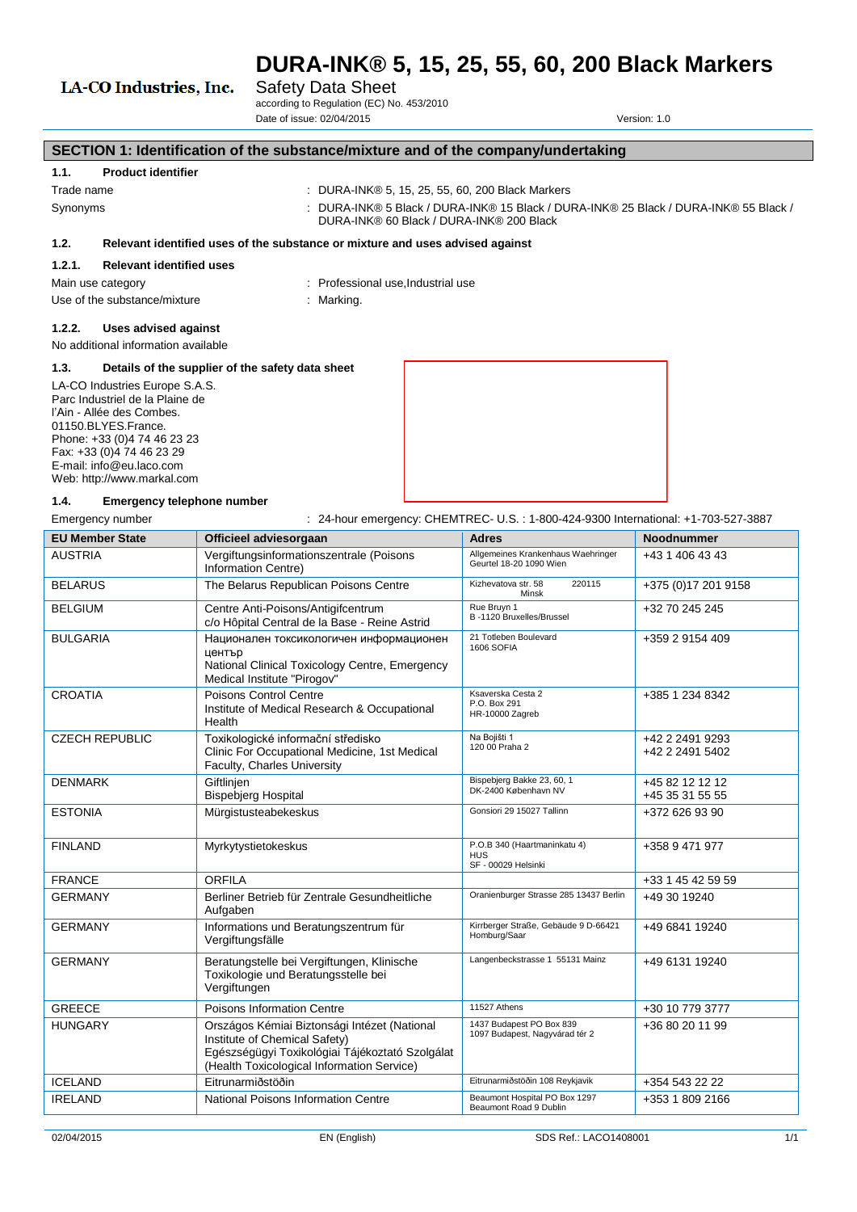# DURA-INK® 5, 15, 25, 55, 60, 200 Black Markers

LA-CO Industries, Inc.

Safety Data Sheet

according to Regulation (EC) No. 453/2010

Date of issue: 02/04/2015 Version: 1.0

## SECTION 1: Identification of the substance/mixture and of the company/undertaking

### 1.1. Product identifier

Trade name : DURA-INK® 5, 15, 25, 55, 60, 200 Black Markers

Synonyms : DURA-INK® 5 Black / DURA-INK® 15 Black / DURA-INK® 25 Black / DURA-INK® 55 Black / DURA-INK® 60 Black / DURA-INK® 200 Black

### 1.2. Relevant identified uses of the substance or mixture and uses advised against

#### 1.2.1. Relevant identified uses

Main use category : Professional use,Industrial use

Use of the substance/mixture : Marking.

#### 1.2.2. Uses advised against

No additional information available

### 1.3. Details of the supplier of the safety data sheet

LA-CO Industries Europe S.A.S.
Parc Industriel de la Plaine de l'Ain - Allée des Combes.
01150.BLYES.France.
Phone: +33 (0)4 74 46 23 23
Fax: +33 (0)4 74 46 23 29
E-mail: info@eu.laco.com
Web: http://www.markal.com

### 1.4. Emergency telephone number

Emergency number : 24-hour emergency: CHEMTREC- U.S. : 1-800-424-9300 International: +1-703-527-3887

| EU Member State | Officieel adviesorgaan | Adres | Noodnummer |
|---|---|---|---|
| AUSTRIA | Vergiftungsinformationszentrale (Poisons Information Centre) | Allgemeines Krankenhaus Waehringer Geurtel 18-20 1090 Wien | +43 1 406 43 43 |
| BELARUS | The Belarus Republican Poisons Centre | Kizhevatova str. 58 220115 Minsk | +375 (0)17 201 9158 |
| BELGIUM | Centre Anti-Poisons/Antigifcentrum c/o Hôpital Central de la Base - Reine Astrid | Rue Bruyn 1 B -1120 Bruxelles/Brussel | +32 70 245 245 |
| BULGARIA | Национален токсикологичен информационен център National Clinical Toxicology Centre, Emergency Medical Institute "Pirogov" | 21 Totleben Boulevard 1606 SOFIA | +359 2 9154 409 |
| CROATIA | Poisons Control Centre Institute of Medical Research & Occupational Health | Ksaverska Cesta 2 P.O. Box 291 HR-10000 Zagreb | +385 1 234 8342 |
| CZECH REPUBLIC | Toxikologické informační středisko Clinic For Occupational Medicine, 1st Medical Faculty, Charles University | Na Bojišti 1 120 00 Praha 2 | +42 2 2491 9293 +42 2 2491 5402 |
| DENMARK | Giftlinjen Bispebjerg Hospital | Bispebjerg Bakke 23, 60, 1 DK-2400 København NV | +45 82 12 12 12 +45 35 31 55 55 |
| ESTONIA | Mürgistusteabekeskus | Gonsiori 29 15027 Tallinn | +372 626 93 90 |
| FINLAND | Myrkytystietokeskus | P.O.B 340 (Haartmaninkatu 4) HUS SF - 00029 Helsinki | +358 9 471 977 |
| FRANCE | ORFILA | | +33 1 45 42 59 59 |
| GERMANY | Berliner Betrieb für Zentrale Gesundheitliche Aufgaben | Oranienburger Strasse 285 13437 Berlin | +49 30 19240 |
| GERMANY | Informations und Beratungszentrum für Vergiftungsfälle | Kirrberger Straße, Gebäude 9 D-66421 Homburg/Saar | +49 6841 19240 |
| GERMANY | Beratungstelle bei Vergiftungen, Klinische Toxikologie und Beratungsstelle bei Vergiftungen | Langenbeckstrasse 1 55131 Mainz | +49 6131 19240 |
| GREECE | Poisons Information Centre | 11527 Athens | +30 10 779 3777 |
| HUNGARY | Országos Kémiai Biztonsági Intézet (National Institute of Chemical Safety) Egészségügyi Toxikológiai Tájékoztató Szolgálat (Health Toxicological Information Service) | 1437 Budapest PO Box 839 1097 Budapest, Nagyvárad tér 2 | +36 80 20 11 99 |
| ICELAND | Eitrunarmiðstöðin | Eitrunarmiðstöðin 108 Reykjavik | +354 543 22 22 |
| IRELAND | National Poisons Information Centre | Beaumont Hospital PO Box 1297 Beaumont Road 9 Dublin | +353 1 809 2166 |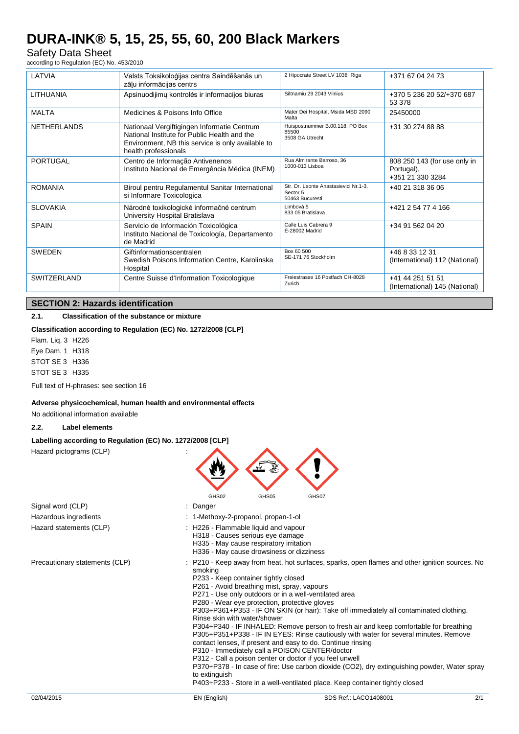| LATVIA | Valsts Toksikoloģijas centra Saindēšanās un zāļu informācijas centrs | 2 Hipocrate Street LV 1038 Riga | +371 67 04 24 73 |
|---|---|---|---|
| LITHUANIA | Apsinuodijimų kontrolės ir informacijos biuras | Siltnamiu 29 2043 Vilnius | +370 5 236 20 52/+370 687 53 378 |
| MALTA | Medicines & Poisons Info Office | Mater Dei Hospital, Msida MSD 2090 Malta | 25450000 |
| NETHERLANDS | Nationaal Vergiftigingen Informatie Centrum National Institute for Public Health and the Environment, NB this service is only available to health professionals | Huispostnummer B.00.118, PO Box 85500 3508 GA Utrecht | +31 30 274 88 88 |
| PORTUGAL | Centro de Informação Antivenenos Instituto Nacional de Emergência Médica (INEM) | Rua Almirante Barroso, 36 1000-013 Lisboa | 808 250 143 (for use only in Portugal), +351 21 330 3284 |
| ROMANIA | Biroul pentru Regulamentul Sanitar International si Informare Toxicologica | Str. Dr. Leonte Anastasievici Nr.1-3, Sector 5 50463 Bucuresti | +40 21 318 36 06 |
| SLOVAKIA | Národné toxikologické informačné centrum University Hospital Bratislava | Limbová 5 833 05 Bratislava | +421 2 54 77 4 166 |
| SPAIN | Servicio de Información Toxicológica Instituto Nacional de Toxicología, Departamento de Madrid | Calle Luis Cabrera 9 E-28002 Madrid | +34 91 562 04 20 |
| SWEDEN | Giftinformationscentralen Swedish Poisons Information Centre, Karolinska Hospital | Box 60 500 SE-171 76 Stockholm | +46 8 33 12 31 (International) 112 (National) |
| SWITZERLAND | Centre Suisse d'Information Toxicologique | Freiestrasse 16 Postfach CH-8028 Zurich | +41 44 251 51 51 (International) 145 (National) |

## SECTION 2: Hazards identification

### 2.1. Classification of the substance or mixture

**Classification according to Regulation (EC) No. 1272/2008 [CLP]**

Flam. Liq. 3 H226

Eye Dam. 1 H318

STOT SE 3 H336

STOT SE 3 H335

Full text of H-phrases: see section 16

**Adverse physicochemical, human health and environmental effects**

No additional information available

### 2.2. Label elements

**Labelling according to Regulation (EC) No. 1272/2008 [CLP]**

Hazard pictograms (CLP) :

GHS02 GHS05 GHS07

Signal word (CLP) : Danger

Hazardous ingredients : 1-Methoxy-2-propanol, propan-1-ol

Hazard statements (CLP) :
H226 - Flammable liquid and vapour
H318 - Causes serious eye damage
H335 - May cause respiratory irritation
H336 - May cause drowsiness or dizziness

Precautionary statements (CLP) :
P210 - Keep away from heat, hot surfaces, sparks, open flames and other ignition sources. No smoking
P233 - Keep container tightly closed
P261 - Avoid breathing mist, spray, vapours
P271 - Use only outdoors or in a well-ventilated area
P280 - Wear eye protection, protective gloves
P303+P361+P353 - IF ON SKIN (or hair): Take off immediately all contaminated clothing. Rinse skin with water/shower
P304+P340 - IF INHALED: Remove person to fresh air and keep comfortable for breathing
P305+P351+P338 - IF IN EYES: Rinse cautiously with water for several minutes. Remove contact lenses, if present and easy to do. Continue rinsing
P310 - Immediately call a POISON CENTER/doctor
P312 - Call a poison center or doctor if you feel unwell
P370+P378 - In case of fire: Use carbon dioxide (CO2), dry extinguishing powder, Water spray to extinguish
P403+P233 - Store in a well-ventilated place. Keep container tightly closed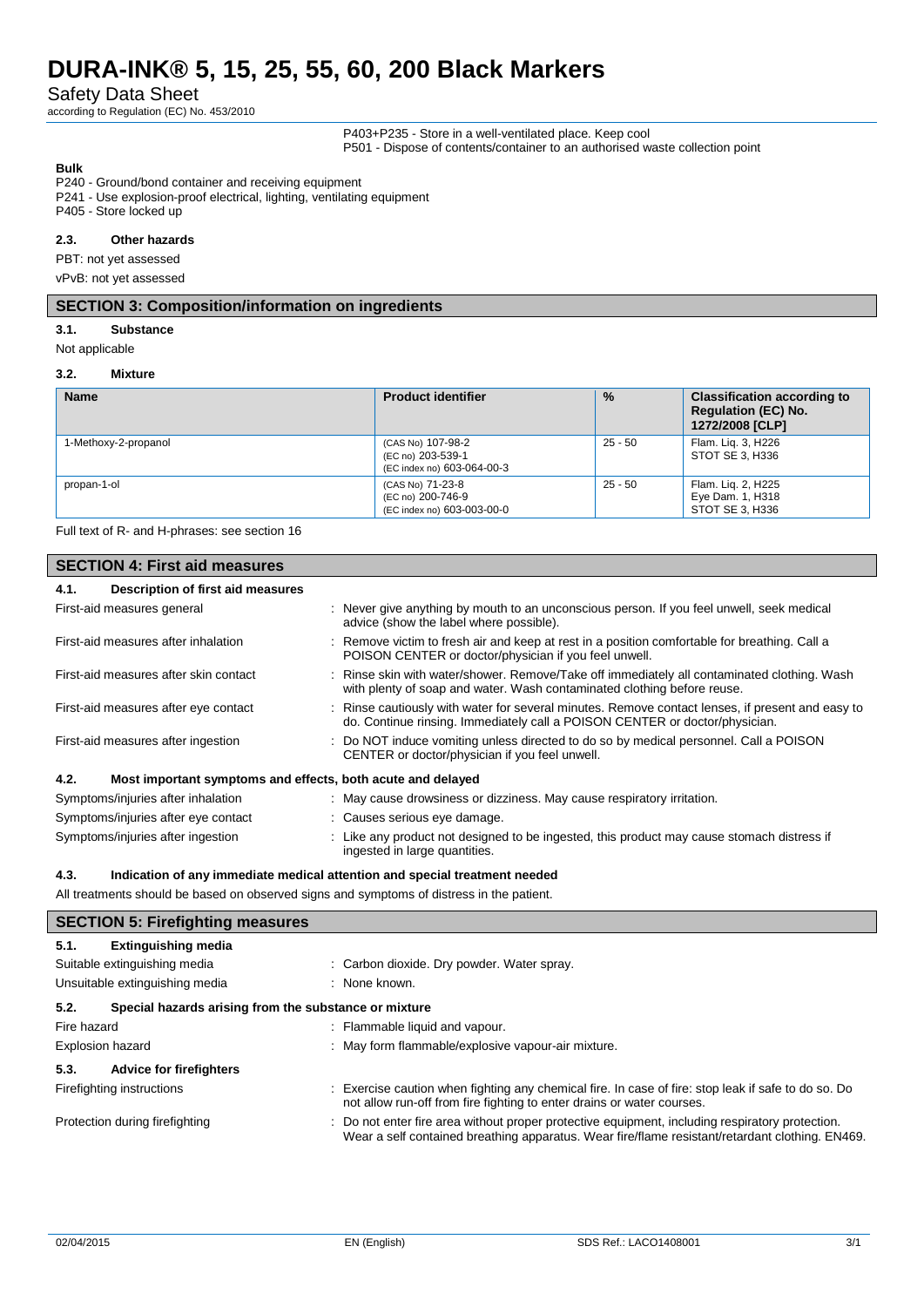P403+P235 - Store in a well-ventilated place. Keep cool
P501 - Dispose of contents/container to an authorised waste collection point

**Bulk**

P240 - Ground/bond container and receiving equipment
P241 - Use explosion-proof electrical, lighting, ventilating equipment
P405 - Store locked up

### 2.3. Other hazards

PBT: not yet assessed

vPvB: not yet assessed

## SECTION 3: Composition/information on ingredients

### 3.1. Substance

Not applicable

### 3.2. Mixture

| Name | Product identifier | % | Classification according to Regulation (EC) No. 1272/2008 [CLP] |
|---|---|---|---|
| 1-Methoxy-2-propanol | (CAS No) 107-98-2<br>(EC no) 203-539-1<br>(EC index no) 603-064-00-3 | 25 - 50 | Flam. Liq. 3, H226<br>STOT SE 3, H336 |
| propan-1-ol | (CAS No) 71-23-8<br>(EC no) 200-746-9<br>(EC index no) 603-003-00-0 | 25 - 50 | Flam. Liq. 2, H225<br>Eye Dam. 1, H318<br>STOT SE 3, H336 |

Full text of R- and H-phrases: see section 16

## SECTION 4: First aid measures

### 4.1. Description of first aid measures

| | |
|---|---|
| First-aid measures general | : Never give anything by mouth to an unconscious person. If you feel unwell, seek medical advice (show the label where possible). |
| First-aid measures after inhalation | : Remove victim to fresh air and keep at rest in a position comfortable for breathing. Call a POISON CENTER or doctor/physician if you feel unwell. |
| First-aid measures after skin contact | : Rinse skin with water/shower. Remove/Take off immediately all contaminated clothing. Wash with plenty of soap and water. Wash contaminated clothing before reuse. |
| First-aid measures after eye contact | : Rinse cautiously with water for several minutes. Remove contact lenses, if present and easy to do. Continue rinsing. Immediately call a POISON CENTER or doctor/physician. |
| First-aid measures after ingestion | : Do NOT induce vomiting unless directed to do so by medical personnel. Call a POISON CENTER or doctor/physician if you feel unwell. |

### 4.2. Most important symptoms and effects, both acute and delayed

| | |
|---|---|
| Symptoms/injuries after inhalation | : May cause drowsiness or dizziness. May cause respiratory irritation. |
| Symptoms/injuries after eye contact | : Causes serious eye damage. |
| Symptoms/injuries after ingestion | : Like any product not designed to be ingested, this product may cause stomach distress if ingested in large quantities. |

### 4.3. Indication of any immediate medical attention and special treatment needed

All treatments should be based on observed signs and symptoms of distress in the patient.

## SECTION 5: Firefighting measures

### 5.1. Extinguishing media

| | |
|---|---|
| Suitable extinguishing media | : Carbon dioxide. Dry powder. Water spray. |
| Unsuitable extinguishing media | : None known. |

### 5.2. Special hazards arising from the substance or mixture

| | |
|---|---|
| Fire hazard | : Flammable liquid and vapour. |
| Explosion hazard | : May form flammable/explosive vapour-air mixture. |

### 5.3. Advice for firefighters

| | |
|---|---|
| Firefighting instructions | : Exercise caution when fighting any chemical fire. In case of fire: stop leak if safe to do so. Do not allow run-off from fire fighting to enter drains or water courses. |
| Protection during firefighting | : Do not enter fire area without proper protective equipment, including respiratory protection. Wear a self contained breathing apparatus. Wear fire/flame resistant/retardant clothing. EN469. |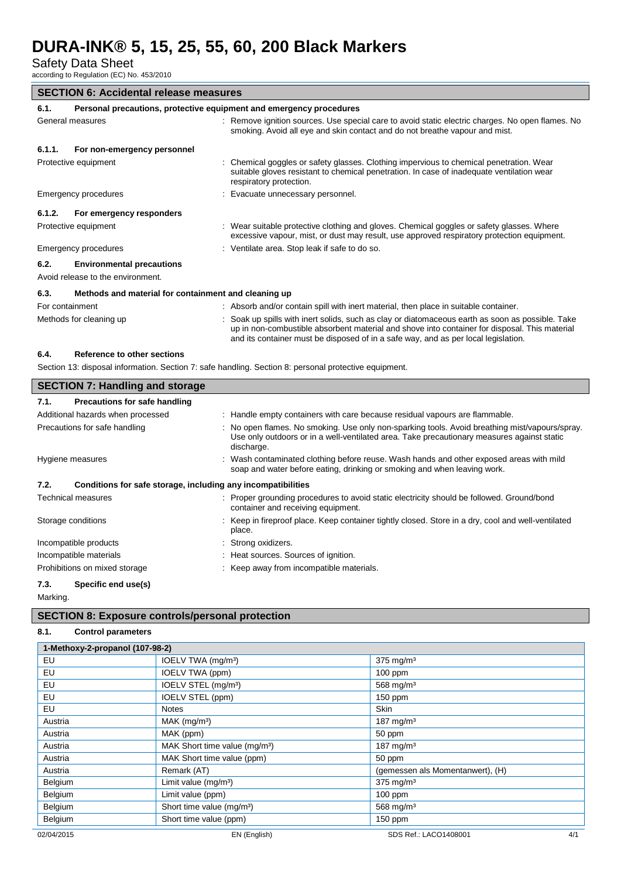## SECTION 6: Accidental release measures

### 6.1. Personal precautions, protective equipment and emergency procedures

General measures : Remove ignition sources. Use special care to avoid static electric charges. No open flames. No smoking. Avoid all eye and skin contact and do not breathe vapour and mist.

#### 6.1.1. For non-emergency personnel

Protective equipment : Chemical goggles or safety glasses. Clothing impervious to chemical penetration. Wear suitable gloves resistant to chemical penetration. In case of inadequate ventilation wear respiratory protection.

Emergency procedures : Evacuate unnecessary personnel.

#### 6.1.2. For emergency responders

Protective equipment : Wear suitable protective clothing and gloves. Chemical goggles or safety glasses. Where excessive vapour, mist, or dust may result, use approved respiratory protection equipment.

Emergency procedures : Ventilate area. Stop leak if safe to do so.

### 6.2. Environmental precautions

Avoid release to the environment.

### 6.3. Methods and material for containment and cleaning up

For containment : Absorb and/or contain spill with inert material, then place in suitable container.

Methods for cleaning up : Soak up spills with inert solids, such as clay or diatomaceous earth as soon as possible. Take up in non-combustible absorbent material and shove into container for disposal. This material and its container must be disposed of in a safe way, and as per local legislation.

### 6.4. Reference to other sections

Section 13: disposal information. Section 7: safe handling. Section 8: personal protective equipment.

## SECTION 7: Handling and storage

### 7.1. Precautions for safe handling

Additional hazards when processed : Handle empty containers with care because residual vapours are flammable.

Precautions for safe handling : No open flames. No smoking. Use only non-sparking tools. Avoid breathing mist/vapours/spray. Use only outdoors or in a well-ventilated area. Take precautionary measures against static discharge.

Hygiene measures : Wash contaminated clothing before reuse. Wash hands and other exposed areas with mild soap and water before eating, drinking or smoking and when leaving work.

### 7.2. Conditions for safe storage, including any incompatibilities

Technical measures : Proper grounding procedures to avoid static electricity should be followed. Ground/bond container and receiving equipment.

Storage conditions : Keep in fireproof place. Keep container tightly closed. Store in a dry, cool and well-ventilated place.

Incompatible products : Strong oxidizers.

Incompatible materials : Heat sources. Sources of ignition.

Prohibitions on mixed storage : Keep away from incompatible materials.

### 7.3. Specific end use(s)

Marking.

## SECTION 8: Exposure controls/personal protection

### 8.1. Control parameters

| 1-Methoxy-2-propanol (107-98-2) | | |
|---|---|---|
| EU | IOELV TWA (mg/m³) | 375 mg/m³ |
| EU | IOELV TWA (ppm) | 100 ppm |
| EU | IOELV STEL (mg/m³) | 568 mg/m³ |
| EU | IOELV STEL (ppm) | 150 ppm |
| EU | Notes | Skin |
| Austria | MAK (mg/m³) | 187 mg/m³ |
| Austria | MAK (ppm) | 50 ppm |
| Austria | MAK Short time value (mg/m³) | 187 mg/m³ |
| Austria | MAK Short time value (ppm) | 50 ppm |
| Austria | Remark (AT) | (gemessen als Momentanwert), (H) |
| Belgium | Limit value (mg/m³) | 375 mg/m³ |
| Belgium | Limit value (ppm) | 100 ppm |
| Belgium | Short time value (mg/m³) | 568 mg/m³ |
| Belgium | Short time value (ppm) | 150 ppm |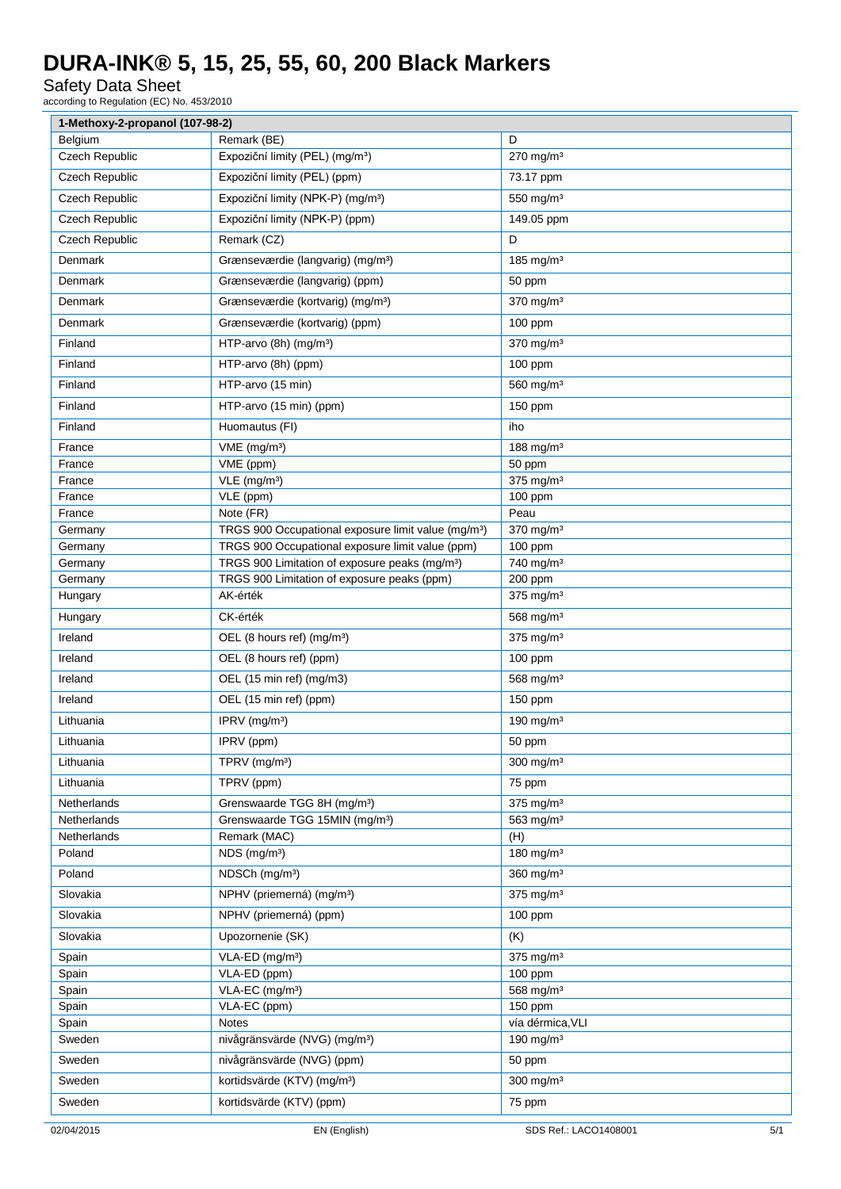| 1-Methoxy-2-propanol (107-98-2) | | |
|---|---|---|
| Belgium | Remark (BE) | D |
| Czech Republic | Expoziční limity (PEL) (mg/m³) | 270 mg/m³ |
| Czech Republic | Expoziční limity (PEL) (ppm) | 73.17 ppm |
| Czech Republic | Expoziční limity (NPK-P) (mg/m³) | 550 mg/m³ |
| Czech Republic | Expoziční limity (NPK-P) (ppm) | 149.05 ppm |
| Czech Republic | Remark (CZ) | D |
| Denmark | Grænseværdie (langvarig) (mg/m³) | 185 mg/m³ |
| Denmark | Grænseværdie (langvarig) (ppm) | 50 ppm |
| Denmark | Grænseværdie (kortvarig) (mg/m³) | 370 mg/m³ |
| Denmark | Grænseværdie (kortvarig) (ppm) | 100 ppm |
| Finland | HTP-arvo (8h) (mg/m³) | 370 mg/m³ |
| Finland | HTP-arvo (8h) (ppm) | 100 ppm |
| Finland | HTP-arvo (15 min) | 560 mg/m³ |
| Finland | HTP-arvo (15 min) (ppm) | 150 ppm |
| Finland | Huomautus (FI) | iho |
| France | VME (mg/m³) | 188 mg/m³ |
| France | VME (ppm) | 50 ppm |
| France | VLE (mg/m³) | 375 mg/m³ |
| France | VLE (ppm) | 100 ppm |
| France | Note (FR) | Peau |
| Germany | TRGS 900 Occupational exposure limit value (mg/m³) | 370 mg/m³ |
| Germany | TRGS 900 Occupational exposure limit value (ppm) | 100 ppm |
| Germany | TRGS 900 Limitation of exposure peaks (mg/m³) | 740 mg/m³ |
| Germany | TRGS 900 Limitation of exposure peaks (ppm) | 200 ppm |
| Hungary | AK-érték | 375 mg/m³ |
| Hungary | CK-érték | 568 mg/m³ |
| Ireland | OEL (8 hours ref) (mg/m³) | 375 mg/m³ |
| Ireland | OEL (8 hours ref) (ppm) | 100 ppm |
| Ireland | OEL (15 min ref) (mg/m3) | 568 mg/m³ |
| Ireland | OEL (15 min ref) (ppm) | 150 ppm |
| Lithuania | IPRV (mg/m³) | 190 mg/m³ |
| Lithuania | IPRV (ppm) | 50 ppm |
| Lithuania | TPRV (mg/m³) | 300 mg/m³ |
| Lithuania | TPRV (ppm) | 75 ppm |
| Netherlands | Grenswaarde TGG 8H (mg/m³) | 375 mg/m³ |
| Netherlands | Grenswaarde TGG 15MIN (mg/m³) | 563 mg/m³ |
| Netherlands | Remark (MAC) | (H) |
| Poland | NDS (mg/m³) | 180 mg/m³ |
| Poland | NDSCh (mg/m³) | 360 mg/m³ |
| Slovakia | NPHV (priemerná) (mg/m³) | 375 mg/m³ |
| Slovakia | NPHV (priemerná) (ppm) | 100 ppm |
| Slovakia | Upozornenie (SK) | (K) |
| Spain | VLA-ED (mg/m³) | 375 mg/m³ |
| Spain | VLA-ED (ppm) | 100 ppm |
| Spain | VLA-EC (mg/m³) | 568 mg/m³ |
| Spain | VLA-EC (ppm) | 150 ppm |
| Spain | Notes | vía dérmica,VLI |
| Sweden | nivågränsvärde (NVG) (mg/m³) | 190 mg/m³ |
| Sweden | nivågränsvärde (NVG) (ppm) | 50 ppm |
| Sweden | kortidsvärde (KTV) (mg/m³) | 300 mg/m³ |
| Sweden | kortidsvärde (KTV) (ppm) | 75 ppm |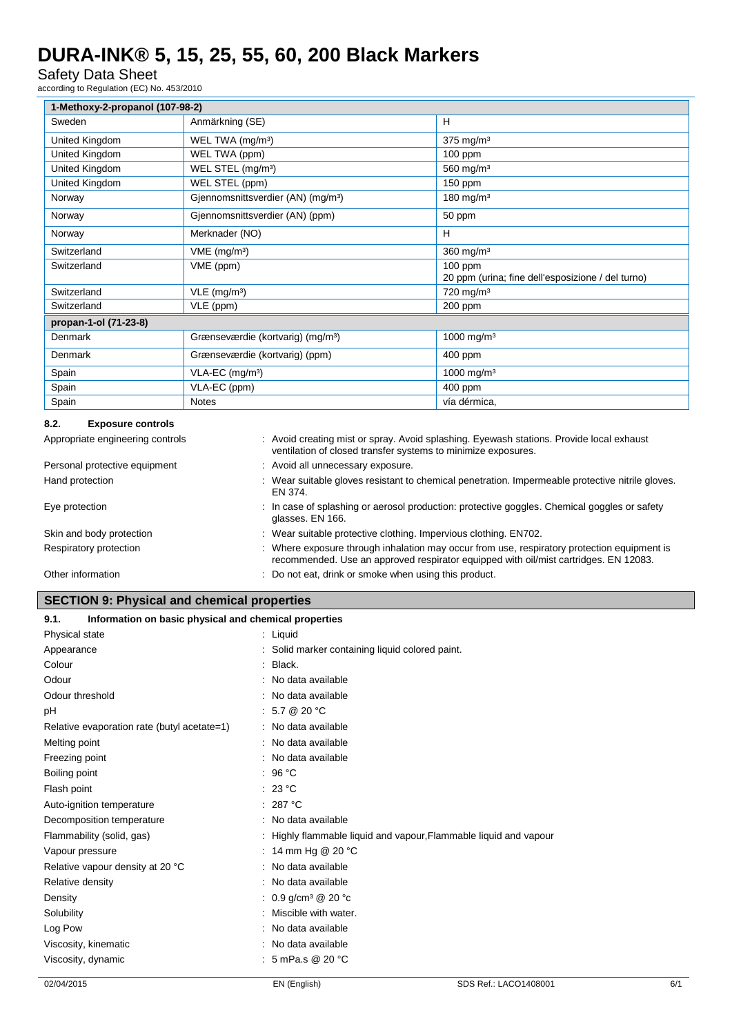| 1-Methoxy-2-propanol (107-98-2) | | |
|---|---|---|
| Sweden | Anmärkning (SE) | H |
| United Kingdom | WEL TWA (mg/m³) | 375 mg/m³ |
| United Kingdom | WEL TWA (ppm) | 100 ppm |
| United Kingdom | WEL STEL (mg/m³) | 560 mg/m³ |
| United Kingdom | WEL STEL (ppm) | 150 ppm |
| Norway | Gjennomsnittsverdier (AN) (mg/m³) | 180 mg/m³ |
| Norway | Gjennomsnittsverdier (AN) (ppm) | 50 ppm |
| Norway | Merknader (NO) | H |
| Switzerland | VME (mg/m³) | 360 mg/m³ |
| Switzerland | VME (ppm) | 100 ppm<br>20 ppm (urina; fine dell'esposizione / del turno) |
| Switzerland | VLE (mg/m³) | 720 mg/m³ |
| Switzerland | VLE (ppm) | 200 ppm |
| **propan-1-ol (71-23-8)** | | |
| Denmark | Grænseværdie (kortvarig) (mg/m³) | 1000 mg/m³ |
| Denmark | Grænseværdie (kortvarig) (ppm) | 400 ppm |
| Spain | VLA-EC (mg/m³) | 1000 mg/m³ |
| Spain | VLA-EC (ppm) | 400 ppm |
| Spain | Notes | vía dérmica, |

### 8.2. Exposure controls

Appropriate engineering controls : Avoid creating mist or spray. Avoid splashing. Eyewash stations. Provide local exhaust ventilation of closed transfer systems to minimize exposures.

Personal protective equipment : Avoid all unnecessary exposure.

Hand protection : Wear suitable gloves resistant to chemical penetration. Impermeable protective nitrile gloves. EN 374.

Eye protection : In case of splashing or aerosol production: protective goggles. Chemical goggles or safety glasses. EN 166.

Skin and body protection : Wear suitable protective clothing. Impervious clothing. EN702.

Respiratory protection : Where exposure through inhalation may occur from use, respiratory protection equipment is recommended. Use an approved respirator equipped with oil/mist cartridges. EN 12083.

Other information : Do not eat, drink or smoke when using this product.

## SECTION 9: Physical and chemical properties

### 9.1. Information on basic physical and chemical properties

| Property | Value |
|---|---|
| Physical state | Liquid |
| Appearance | Solid marker containing liquid colored paint. |
| Colour | Black. |
| Odour | No data available |
| Odour threshold | No data available |
| pH | 5.7 @ 20 °C |
| Relative evaporation rate (butyl acetate=1) | No data available |
| Melting point | No data available |
| Freezing point | No data available |
| Boiling point | 96 °C |
| Flash point | 23 °C |
| Auto-ignition temperature | 287 °C |
| Decomposition temperature | No data available |
| Flammability (solid, gas) | Highly flammable liquid and vapour,Flammable liquid and vapour |
| Vapour pressure | 14 mm Hg @ 20 °C |
| Relative vapour density at 20 °C | No data available |
| Relative density | No data available |
| Density | 0.9 g/cm³ @ 20 °c |
| Solubility | Miscible with water. |
| Log Pow | No data available |
| Viscosity, kinematic | No data available |
| Viscosity, dynamic | 5 mPa.s @ 20 °C |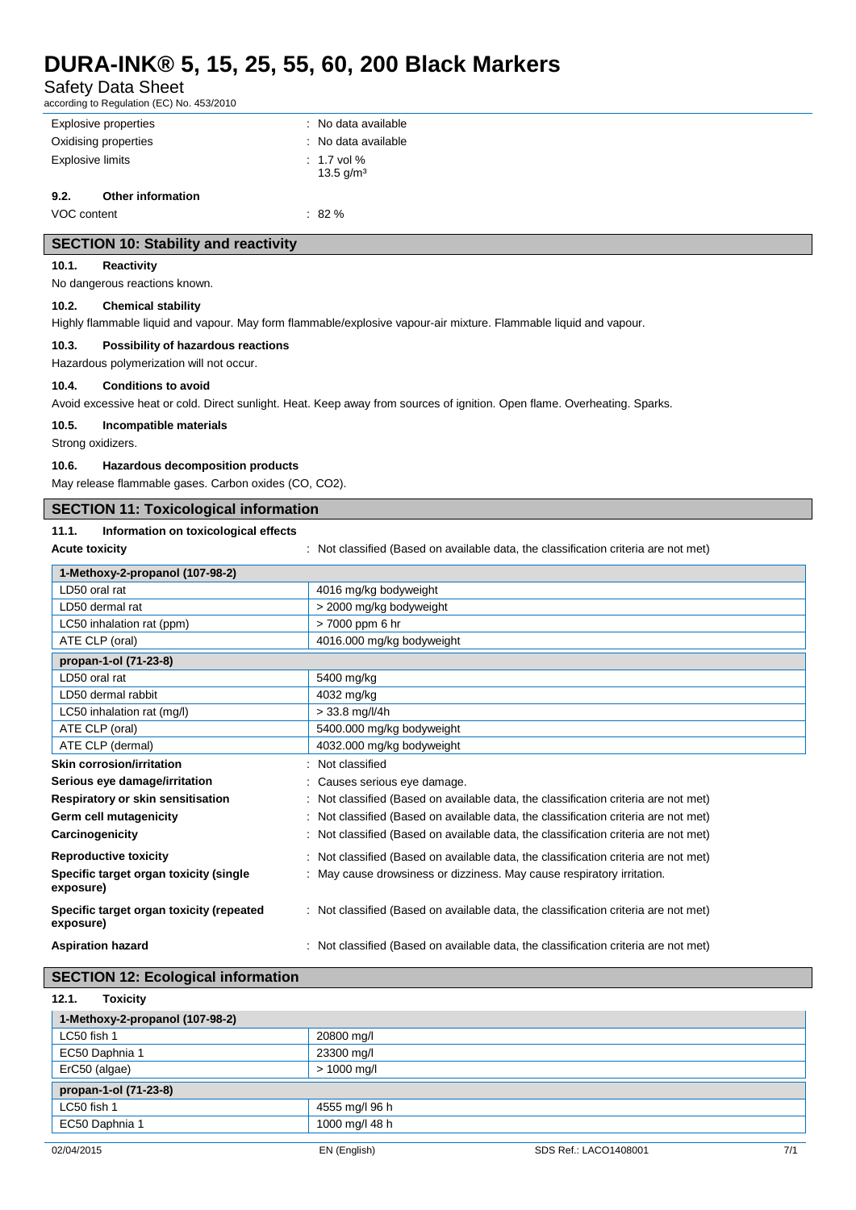| | |
|---|---|
| Explosive properties | : No data available |
| Oxidising properties | : No data available |
| Explosive limits | : 1.7 vol % <br> 13.5 g/m³ |

### 9.2. Other information

| | |
|---|---|
| VOC content | : 82 % |

## SECTION 10: Stability and reactivity

### 10.1. Reactivity

No dangerous reactions known.

### 10.2. Chemical stability

Highly flammable liquid and vapour. May form flammable/explosive vapour-air mixture. Flammable liquid and vapour.

### 10.3. Possibility of hazardous reactions

Hazardous polymerization will not occur.

### 10.4. Conditions to avoid

Avoid excessive heat or cold. Direct sunlight. Heat. Keep away from sources of ignition. Open flame. Overheating. Sparks.

### 10.5. Incompatible materials

Strong oxidizers.

### 10.6. Hazardous decomposition products

May release flammable gases. Carbon oxides (CO, $CO_2$).

## SECTION 11: Toxicological information

### 11.1. Information on toxicological effects

**Acute toxicity** : Not classified (Based on available data, the classification criteria are not met)

| 1-Methoxy-2-propanol (107-98-2) | |
|---|---|
| LD50 oral rat | 4016 mg/kg bodyweight |
| LD50 dermal rat | > 2000 mg/kg bodyweight |
| LC50 inhalation rat (ppm) | > 7000 ppm 6 hr |
| ATE CLP (oral) | 4016.000 mg/kg bodyweight |
| **propan-1-ol (71-23-8)** | |
| LD50 oral rat | 5400 mg/kg |
| LD50 dermal rabbit | 4032 mg/kg |
| LC50 inhalation rat (mg/l) | > 33.8 mg/l/4h |
| ATE CLP (oral) | 5400.000 mg/kg bodyweight |
| ATE CLP (dermal) | 4032.000 mg/kg bodyweight |

| | |
|---|---|
| **Skin corrosion/irritation** | : Not classified |
| **Serious eye damage/irritation** | : Causes serious eye damage. |
| **Respiratory or skin sensitisation** | : Not classified (Based on available data, the classification criteria are not met) |
| **Germ cell mutagenicity** | : Not classified (Based on available data, the classification criteria are not met) |
| **Carcinogenicity** | : Not classified (Based on available data, the classification criteria are not met) |
| **Reproductive toxicity** | : Not classified (Based on available data, the classification criteria are not met) |
| **Specific target organ toxicity (single exposure)** | : May cause drowsiness or dizziness. May cause respiratory irritation. |
| **Specific target organ toxicity (repeated exposure)** | : Not classified (Based on available data, the classification criteria are not met) |
| **Aspiration hazard** | : Not classified (Based on available data, the classification criteria are not met) |

## SECTION 12: Ecological information

### 12.1. Toxicity

| 1-Methoxy-2-propanol (107-98-2) | |
|---|---|
| LC50 fish 1 | 20800 mg/l |
| EC50 Daphnia 1 | 23300 mg/l |
| ErC50 (algae) | > 1000 mg/l |
| **propan-1-ol (71-23-8)** | |
| LC50 fish 1 | 4555 mg/l 96 h |
| EC50 Daphnia 1 | 1000 mg/l 48 h |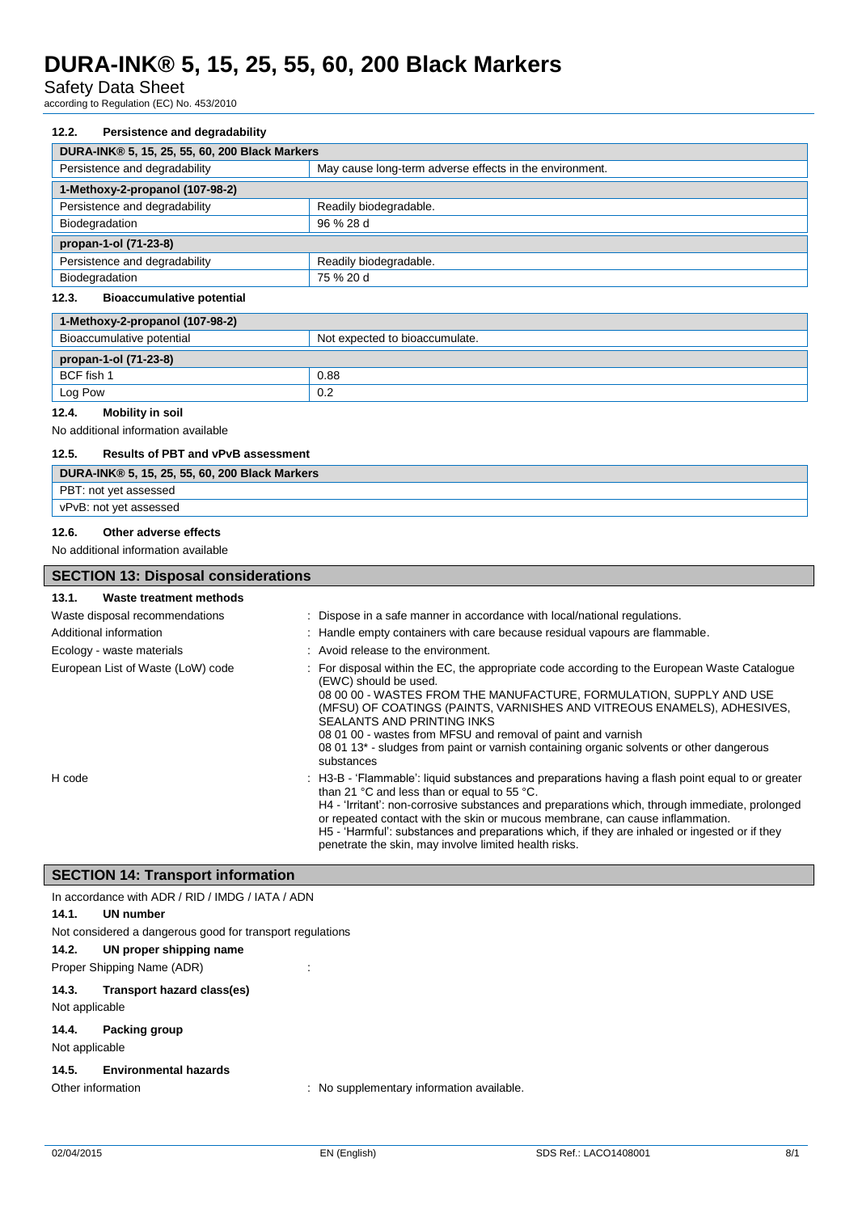### 12.2. Persistence and degradability

| DURA-INK® 5, 15, 25, 55, 60, 200 Black Markers | |
|---|---|
| Persistence and degradability | May cause long-term adverse effects in the environment. |
| **1-Methoxy-2-propanol (107-98-2)** | |
| Persistence and degradability | Readily biodegradable. |
| Biodegradation | 96 % 28 d |
| **propan-1-ol (71-23-8)** | |
| Persistence and degradability | Readily biodegradable. |
| Biodegradation | 75 % 20 d |

### 12.3. Bioaccumulative potential

| 1-Methoxy-2-propanol (107-98-2) | |
|---|---|
| Bioaccumulative potential | Not expected to bioaccumulate. |
| **propan-1-ol (71-23-8)** | |
| BCF fish 1 | 0.88 |
| Log Pow | 0.2 |

### 12.4. Mobility in soil

No additional information available

### 12.5. Results of PBT and vPvB assessment

| DURA-INK® 5, 15, 25, 55, 60, 200 Black Markers |
|---|
| PBT: not yet assessed |
| vPvB: not yet assessed |

### 12.6. Other adverse effects

No additional information available

## SECTION 13: Disposal considerations

### 13.1. Waste treatment methods

Waste disposal recommendations : Dispose in a safe manner in accordance with local/national regulations.

Additional information : Handle empty containers with care because residual vapours are flammable.

Ecology - waste materials : Avoid release to the environment.

European List of Waste (LoW) code : For disposal within the EC, the appropriate code according to the European Waste Catalogue (EWC) should be used.
08 00 00 - WASTES FROM THE MANUFACTURE, FORMULATION, SUPPLY AND USE (MFSU) OF COATINGS (PAINTS, VARNISHES AND VITREOUS ENAMELS), ADHESIVES, SEALANTS AND PRINTING INKS
08 01 00 - wastes from MFSU and removal of paint and varnish
08 01 13* - sludges from paint or varnish containing organic solvents or other dangerous substances

H code : H3-B - 'Flammable': liquid substances and preparations having a flash point equal to or greater than 21 °C and less than or equal to 55 °C.
H4 - 'Irritant': non-corrosive substances and preparations which, through immediate, prolonged or repeated contact with the skin or mucous membrane, can cause inflammation.
H5 - 'Harmful': substances and preparations which, if they are inhaled or ingested or if they penetrate the skin, may involve limited health risks.

## SECTION 14: Transport information

In accordance with ADR / RID / IMDG / IATA / ADN

### 14.1. UN number

Not considered a dangerous good for transport regulations

### 14.2. UN proper shipping name

Proper Shipping Name (ADR) :

### 14.3. Transport hazard class(es)

Not applicable

### 14.4. Packing group

Not applicable

### 14.5. Environmental hazards

Other information : No supplementary information available.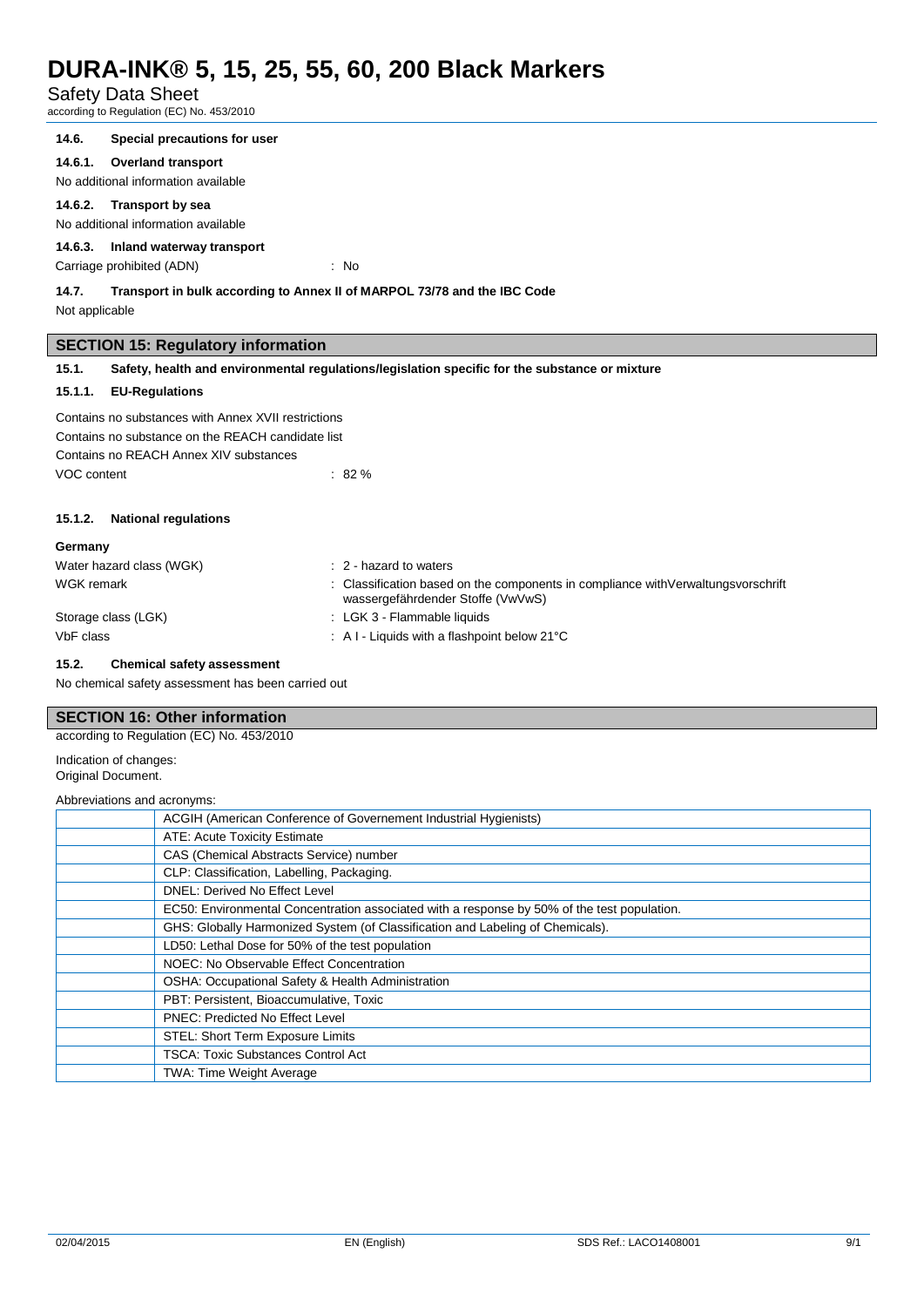#### 14.6. Special precautions for user

##### 14.6.1. Overland transport

No additional information available

##### 14.6.2. Transport by sea

No additional information available

##### 14.6.3. Inland waterway transport

Carriage prohibited (ADN) : No

#### 14.7. Transport in bulk according to Annex II of MARPOL 73/78 and the IBC Code

Not applicable

## SECTION 15: Regulatory information

#### 15.1. Safety, health and environmental regulations/legislation specific for the substance or mixture

##### 15.1.1. EU-Regulations

Contains no substances with Annex XVII restrictions
Contains no substance on the REACH candidate list
Contains no REACH Annex XIV substances
VOC content : 82 %

##### 15.1.2. National regulations

**Germany**

Water hazard class (WGK) : 2 - hazard to waters
WGK remark : Classification based on the components in compliance withVerwaltungsvorschrift wassergefährdender Stoffe (VwVwS)
Storage class (LGK) : LGK 3 - Flammable liquids
VbF class : A I - Liquids with a flashpoint below 21°C

#### 15.2. Chemical safety assessment

No chemical safety assessment has been carried out

## SECTION 16: Other information

according to Regulation (EC) No. 453/2010

Indication of changes:
Original Document.

Abbreviations and acronyms:

| | |
|---|---|
| | ACGIH (American Conference of Governement Industrial Hygienists) |
| | ATE: Acute Toxicity Estimate |
| | CAS (Chemical Abstracts Service) number |
| | CLP: Classification, Labelling, Packaging. |
| | DNEL: Derived No Effect Level |
| | EC50: Environmental Concentration associated with a response by 50% of the test population. |
| | GHS: Globally Harmonized System (of Classification and Labeling of Chemicals). |
| | LD50: Lethal Dose for 50% of the test population |
| | NOEC: No Observable Effect Concentration |
| | OSHA: Occupational Safety & Health Administration |
| | PBT: Persistent, Bioaccumulative, Toxic |
| | PNEC: Predicted No Effect Level |
| | STEL: Short Term Exposure Limits |
| | TSCA: Toxic Substances Control Act |
| | TWA: Time Weight Average |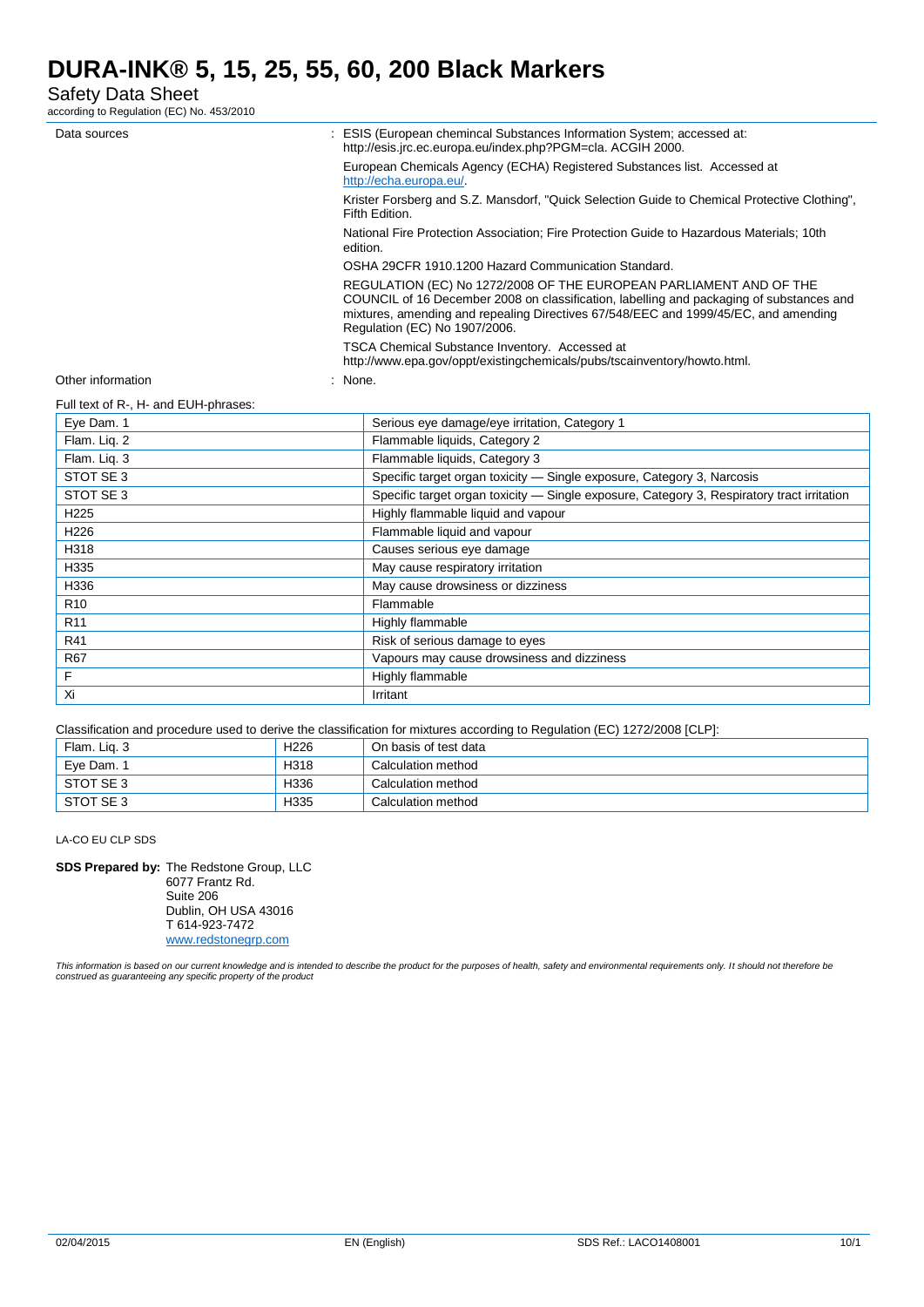| | |
|---|---|
| Data sources | : ESIS (European chemincal Substances Information System; accessed at: http://esis.jrc.ec.europa.eu/index.php?PGM=cla. ACGIH 2000. |
| | European Chemicals Agency (ECHA) Registered Substances list. Accessed at http://echa.europa.eu/. |
| | Krister Forsberg and S.Z. Mansdorf, "Quick Selection Guide to Chemical Protective Clothing", Fifth Edition. |
| | National Fire Protection Association; Fire Protection Guide to Hazardous Materials; 10th edition. |
| | OSHA 29CFR 1910.1200 Hazard Communication Standard. |
| | REGULATION (EC) No 1272/2008 OF THE EUROPEAN PARLIAMENT AND OF THE COUNCIL of 16 December 2008 on classification, labelling and packaging of substances and mixtures, amending and repealing Directives 67/548/EEC and 1999/45/EC, and amending Regulation (EC) No 1907/2006. |
| | TSCA Chemical Substance Inventory. Accessed at http://www.epa.gov/oppt/existingchemicals/pubs/tscainventory/howto.html. |
| Other information | : None. |

Full text of R-, H- and EUH-phrases:

| | |
|---|---|
| Eye Dam. 1 | Serious eye damage/eye irritation, Category 1 |
| Flam. Liq. 2 | Flammable liquids, Category 2 |
| Flam. Liq. 3 | Flammable liquids, Category 3 |
| STOT SE 3 | Specific target organ toxicity — Single exposure, Category 3, Narcosis |
| STOT SE 3 | Specific target organ toxicity — Single exposure, Category 3, Respiratory tract irritation |
| H225 | Highly flammable liquid and vapour |
| H226 | Flammable liquid and vapour |
| H318 | Causes serious eye damage |
| H335 | May cause respiratory irritation |
| H336 | May cause drowsiness or dizziness |
| R10 | Flammable |
| R11 | Highly flammable |
| R41 | Risk of serious damage to eyes |
| R67 | Vapours may cause drowsiness and dizziness |
| F | Highly flammable |
| Xi | Irritant |

Classification and procedure used to derive the classification for mixtures according to Regulation (EC) 1272/2008 [CLP]:

| | | |
|---|---|---|
| Flam. Liq. 3 | H226 | On basis of test data |
| Eye Dam. 1 | H318 | Calculation method |
| STOT SE 3 | H336 | Calculation method |
| STOT SE 3 | H335 | Calculation method |

LA-CO EU CLP SDS

**SDS Prepared by:** The Redstone Group, LLC
6077 Frantz Rd.
Suite 206
Dublin, OH USA 43016
T 614-923-7472
www.redstonegrp.com

*This information is based on our current knowledge and is intended to describe the product for the purposes of health, safety and environmental requirements only. It should not therefore be construed as guaranteeing any specific property of the product*